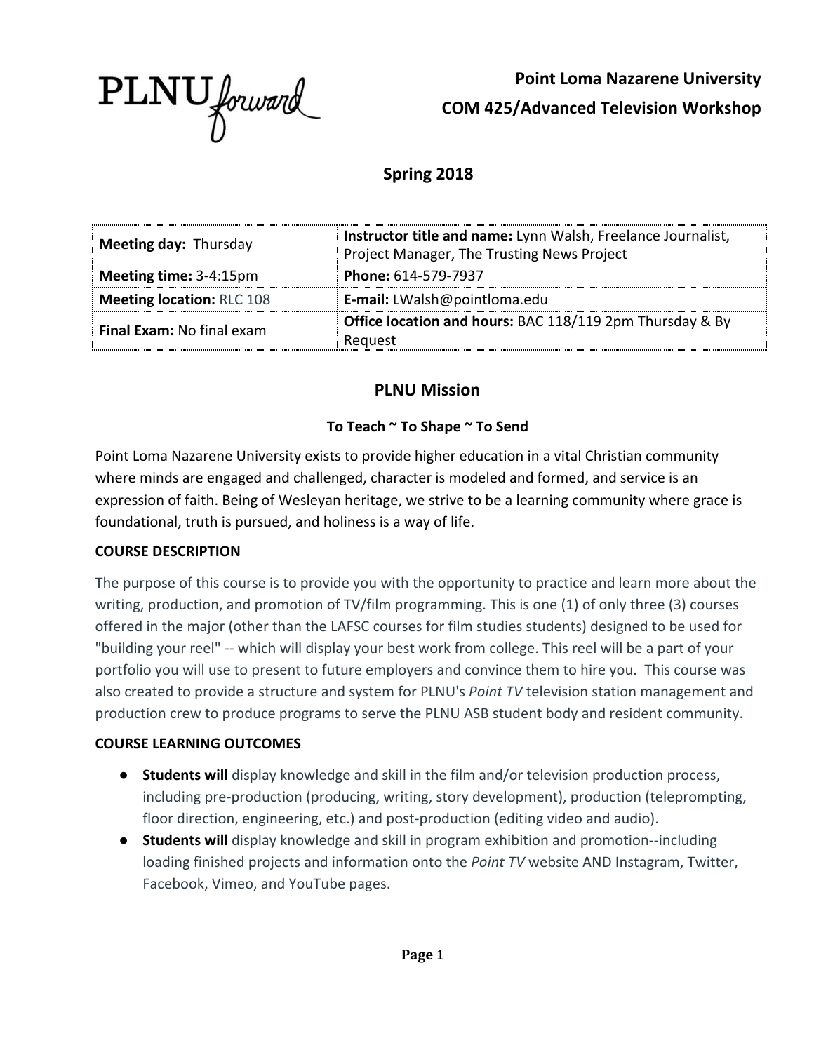PLNU forward

**Point Loma Nazarene University**

**COM 425/Advanced Television Workshop**

## Spring 2018

| | |
|---|---|
| **Meeting day:** Thursday | **Instructor title and name:** Lynn Walsh, Freelance Journalist, Project Manager, The Trusting News Project |
| **Meeting time:** 3-4:15pm | **Phone:** 614-579-7937 |
| **Meeting location:** RLC 108 | **E-mail:** LWalsh@pointloma.edu |
| **Final Exam:** No final exam | **Office location and hours:** BAC 118/119 2pm Thursday & By Request |

## PLNU Mission

**To Teach ~ To Shape ~ To Send**

Point Loma Nazarene University exists to provide higher education in a vital Christian community where minds are engaged and challenged, character is modeled and formed, and service is an expression of faith. Being of Wesleyan heritage, we strive to be a learning community where grace is foundational, truth is pursued, and holiness is a way of life.

### COURSE DESCRIPTION

The purpose of this course is to provide you with the opportunity to practice and learn more about the writing, production, and promotion of TV/film programming. This is one (1) of only three (3) courses offered in the major (other than the LAFSC courses for film studies students) designed to be used for "building your reel" -- which will display your best work from college. This reel will be a part of your portfolio you will use to present to future employers and convince them to hire you. This course was also created to provide a structure and system for PLNU's *Point TV* television station management and production crew to produce programs to serve the PLNU ASB student body and resident community.

### COURSE LEARNING OUTCOMES

- **Students will** display knowledge and skill in the film and/or television production process, including pre-production (producing, writing, story development), production (teleprompting, floor direction, engineering, etc.) and post-production (editing video and audio).
- **Students will** display knowledge and skill in program exhibition and promotion--including loading finished projects and information onto the *Point TV* website AND Instagram, Twitter, Facebook, Vimeo, and YouTube pages.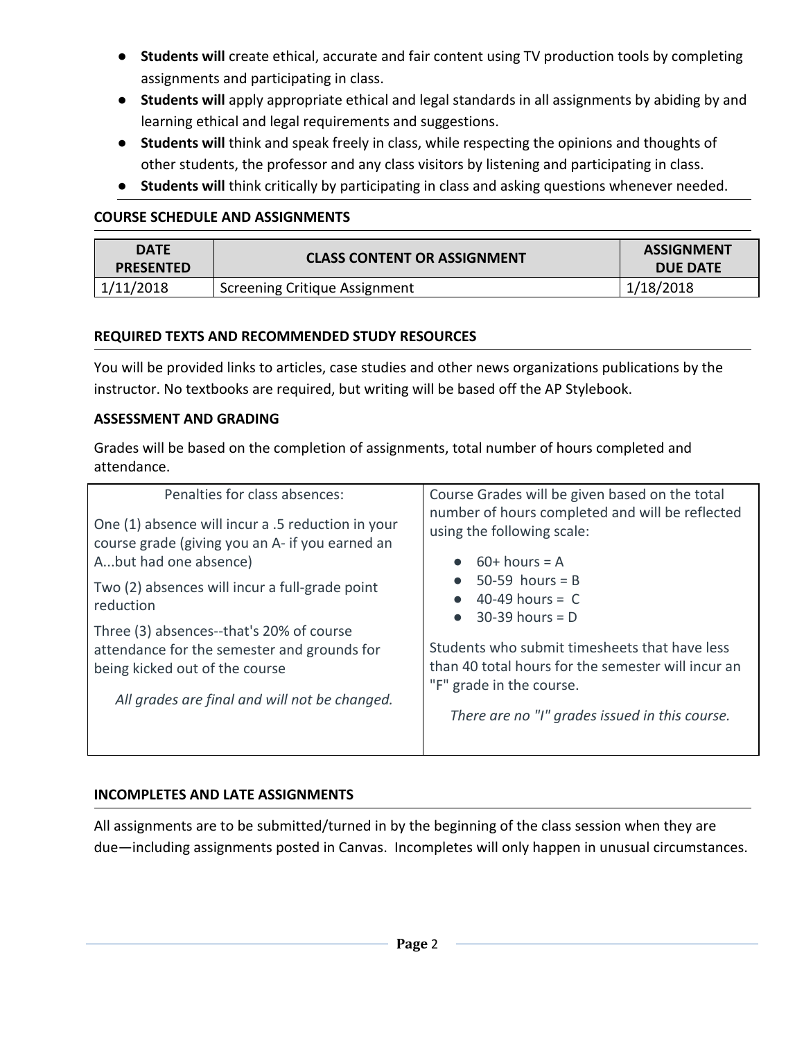- **Students will** create ethical, accurate and fair content using TV production tools by completing assignments and participating in class.
- **Students will** apply appropriate ethical and legal standards in all assignments by abiding by and learning ethical and legal requirements and suggestions.
- **Students will** think and speak freely in class, while respecting the opinions and thoughts of other students, the professor and any class visitors by listening and participating in class.
- **Students will** think critically by participating in class and asking questions whenever needed.

## COURSE SCHEDULE AND ASSIGNMENTS

| DATE PRESENTED | CLASS CONTENT OR ASSIGNMENT | ASSIGNMENT DUE DATE |
|---|---|---|
| 1/11/2018 | Screening Critique Assignment | 1/18/2018 |

## REQUIRED TEXTS AND RECOMMENDED STUDY RESOURCES

You will be provided links to articles, case studies and other news organizations publications by the instructor. No textbooks are required, but writing will be based off the AP Stylebook.

## ASSESSMENT AND GRADING

Grades will be based on the completion of assignments, total number of hours completed and attendance.

Penalties for class absences:

One (1) absence will incur a .5 reduction in your course grade (giving you an A- if you earned an A...but had one absence)

Two (2) absences will incur a full-grade point reduction

Three (3) absences--that's 20% of course attendance for the semester and grounds for being kicked out of the course

*All grades are final and will not be changed.*

Course Grades will be given based on the total number of hours completed and will be reflected using the following scale:

- 60+ hours = A
- 50-59 hours = B
- 40-49 hours = C
- 30-39 hours = D

Students who submit timesheets that have less than 40 total hours for the semester will incur an "F" grade in the course.

*There are no "I" grades issued in this course.*

## INCOMPLETES AND LATE ASSIGNMENTS

All assignments are to be submitted/turned in by the beginning of the class session when they are due—including assignments posted in Canvas. Incompletes will only happen in unusual circumstances.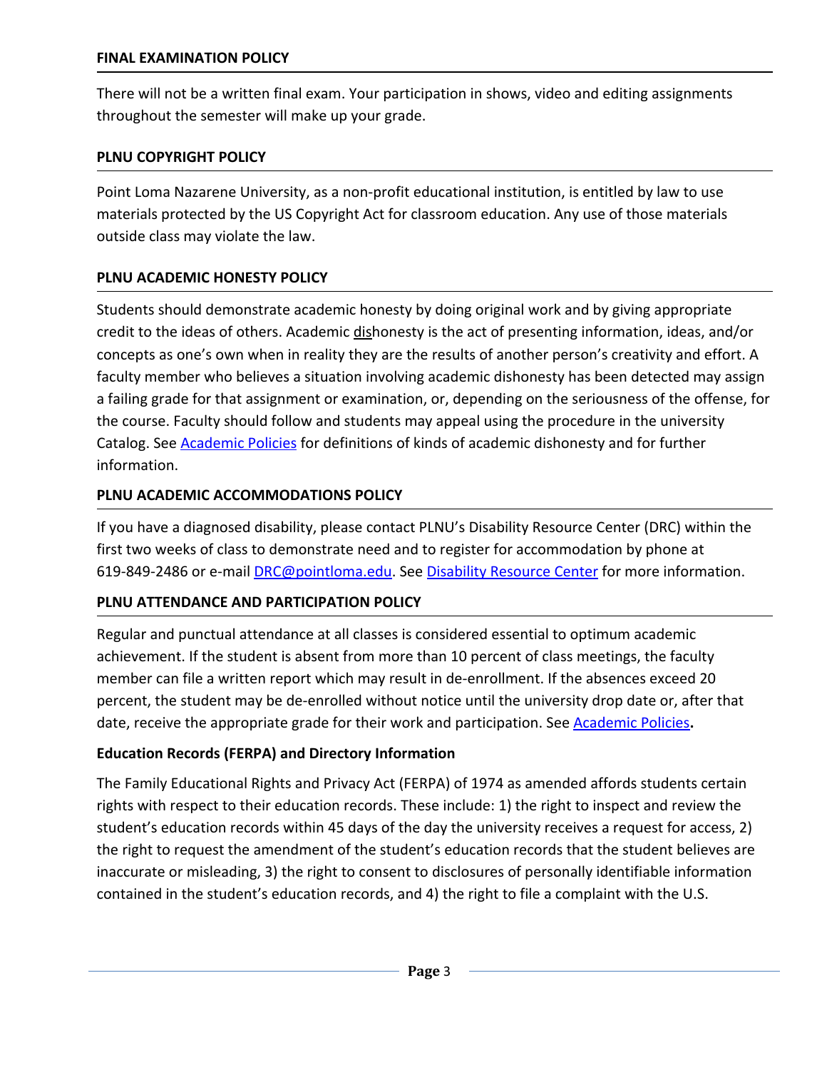## FINAL EXAMINATION POLICY

There will not be a written final exam. Your participation in shows, video and editing assignments throughout the semester will make up your grade.

## PLNU COPYRIGHT POLICY

Point Loma Nazarene University, as a non-profit educational institution, is entitled by law to use materials protected by the US Copyright Act for classroom education. Any use of those materials outside class may violate the law.

## PLNU ACADEMIC HONESTY POLICY

Students should demonstrate academic honesty by doing original work and by giving appropriate credit to the ideas of others. Academic dishonesty is the act of presenting information, ideas, and/or concepts as one's own when in reality they are the results of another person's creativity and effort. A faculty member who believes a situation involving academic dishonesty has been detected may assign a failing grade for that assignment or examination, or, depending on the seriousness of the offense, for the course. Faculty should follow and students may appeal using the procedure in the university Catalog. See Academic Policies for definitions of kinds of academic dishonesty and for further information.

## PLNU ACADEMIC ACCOMMODATIONS POLICY

If you have a diagnosed disability, please contact PLNU's Disability Resource Center (DRC) within the first two weeks of class to demonstrate need and to register for accommodation by phone at 619-849-2486 or e-mail DRC@pointloma.edu. See Disability Resource Center for more information.

## PLNU ATTENDANCE AND PARTICIPATION POLICY

Regular and punctual attendance at all classes is considered essential to optimum academic achievement. If the student is absent from more than 10 percent of class meetings, the faculty member can file a written report which may result in de-enrollment. If the absences exceed 20 percent, the student may be de-enrolled without notice until the university drop date or, after that date, receive the appropriate grade for their work and participation. See Academic Policies**.**

## Education Records (FERPA) and Directory Information

The Family Educational Rights and Privacy Act (FERPA) of 1974 as amended affords students certain rights with respect to their education records. These include: 1) the right to inspect and review the student's education records within 45 days of the day the university receives a request for access, 2) the right to request the amendment of the student's education records that the student believes are inaccurate or misleading, 3) the right to consent to disclosures of personally identifiable information contained in the student's education records, and 4) the right to file a complaint with the U.S.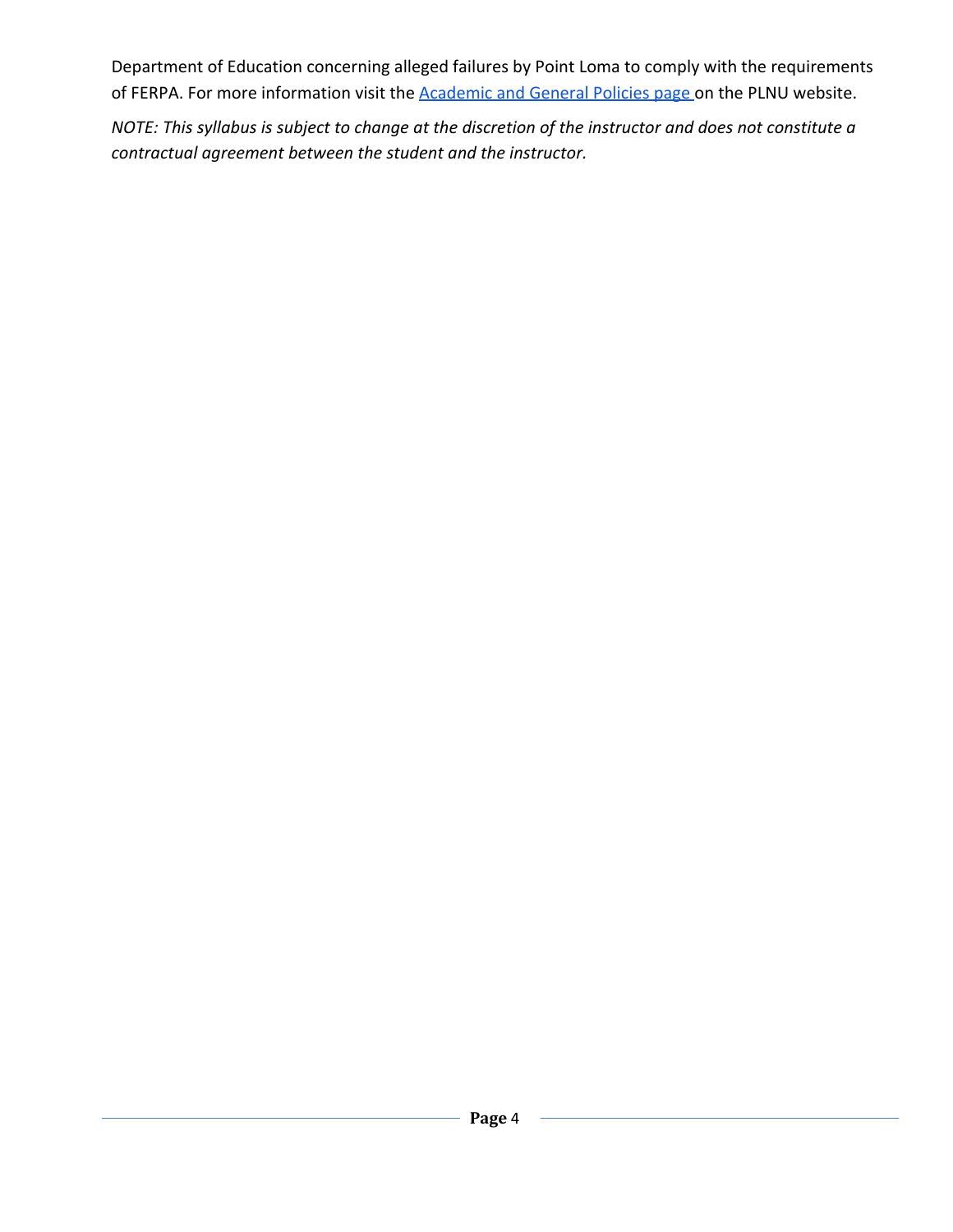Department of Education concerning alleged failures by Point Loma to comply with the requirements of FERPA. For more information visit the [Academic and General Policies page](#) on the PLNU website.

*NOTE: This syllabus is subject to change at the discretion of the instructor and does not constitute a contractual agreement between the student and the instructor.*